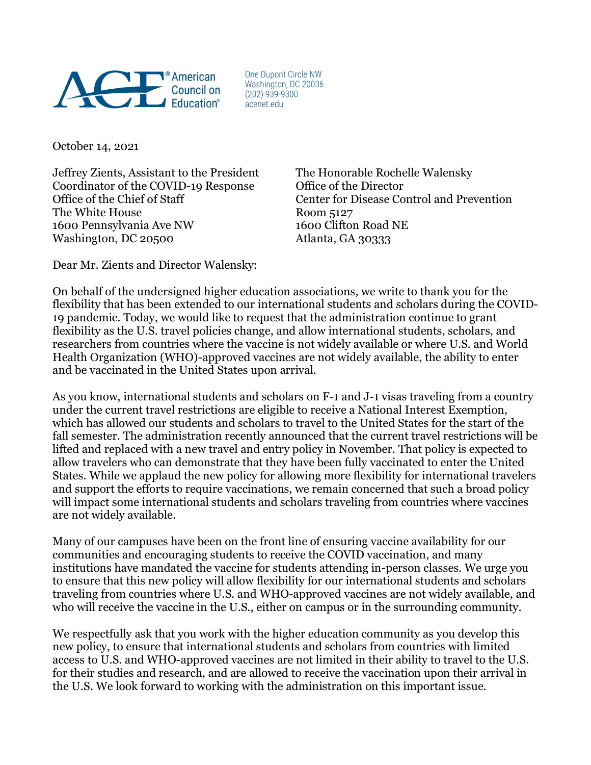American Council on Education®

One Dupont Circle NW
Washington, DC 20036
(202) 939-9300
acenet.edu

October 14, 2021

Jeffrey Zients, Assistant to the President
Coordinator of the COVID-19 Response
Office of the Chief of Staff
The White House
1600 Pennsylvania Ave NW
Washington, DC 20500

The Honorable Rochelle Walensky
Office of the Director
Center for Disease Control and Prevention
Room 5127
1600 Clifton Road NE
Atlanta, GA 30333

Dear Mr. Zients and Director Walensky:

On behalf of the undersigned higher education associations, we write to thank you for the flexibility that has been extended to our international students and scholars during the COVID-19 pandemic. Today, we would like to request that the administration continue to grant flexibility as the U.S. travel policies change, and allow international students, scholars, and researchers from countries where the vaccine is not widely available or where U.S. and World Health Organization (WHO)-approved vaccines are not widely available, the ability to enter and be vaccinated in the United States upon arrival.

As you know, international students and scholars on F-1 and J-1 visas traveling from a country under the current travel restrictions are eligible to receive a National Interest Exemption, which has allowed our students and scholars to travel to the United States for the start of the fall semester. The administration recently announced that the current travel restrictions will be lifted and replaced with a new travel and entry policy in November. That policy is expected to allow travelers who can demonstrate that they have been fully vaccinated to enter the United States. While we applaud the new policy for allowing more flexibility for international travelers and support the efforts to require vaccinations, we remain concerned that such a broad policy will impact some international students and scholars traveling from countries where vaccines are not widely available.

Many of our campuses have been on the front line of ensuring vaccine availability for our communities and encouraging students to receive the COVID vaccination, and many institutions have mandated the vaccine for students attending in-person classes. We urge you to ensure that this new policy will allow flexibility for our international students and scholars traveling from countries where U.S. and WHO-approved vaccines are not widely available, and who will receive the vaccine in the U.S., either on campus or in the surrounding community.

We respectfully ask that you work with the higher education community as you develop this new policy, to ensure that international students and scholars from countries with limited access to U.S. and WHO-approved vaccines are not limited in their ability to travel to the U.S. for their studies and research, and are allowed to receive the vaccination upon their arrival in the U.S. We look forward to working with the administration on this important issue.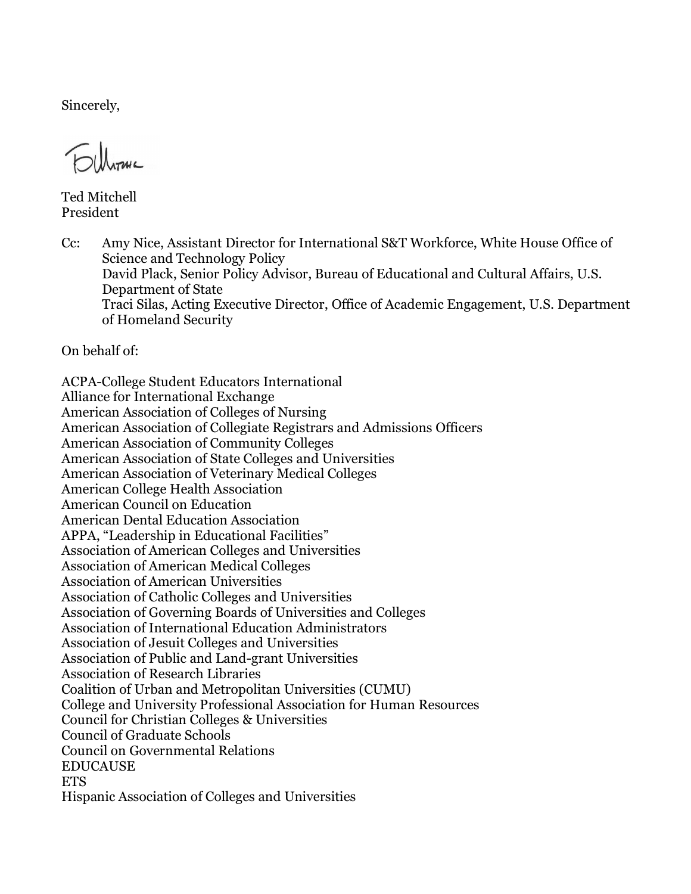Sincerely,

Ted Mitchell
President

Cc: Amy Nice, Assistant Director for International S&T Workforce, White House Office of Science and Technology Policy
David Plack, Senior Policy Advisor, Bureau of Educational and Cultural Affairs, U.S. Department of State
Traci Silas, Acting Executive Director, Office of Academic Engagement, U.S. Department of Homeland Security

On behalf of:

ACPA-College Student Educators International
Alliance for International Exchange
American Association of Colleges of Nursing
American Association of Collegiate Registrars and Admissions Officers
American Association of Community Colleges
American Association of State Colleges and Universities
American Association of Veterinary Medical Colleges
American College Health Association
American Council on Education
American Dental Education Association
APPA, "Leadership in Educational Facilities"
Association of American Colleges and Universities
Association of American Medical Colleges
Association of American Universities
Association of Catholic Colleges and Universities
Association of Governing Boards of Universities and Colleges
Association of International Education Administrators
Association of Jesuit Colleges and Universities
Association of Public and Land-grant Universities
Association of Research Libraries
Coalition of Urban and Metropolitan Universities (CUMU)
College and University Professional Association for Human Resources
Council for Christian Colleges & Universities
Council of Graduate Schools
Council on Governmental Relations
EDUCAUSE
ETS
Hispanic Association of Colleges and Universities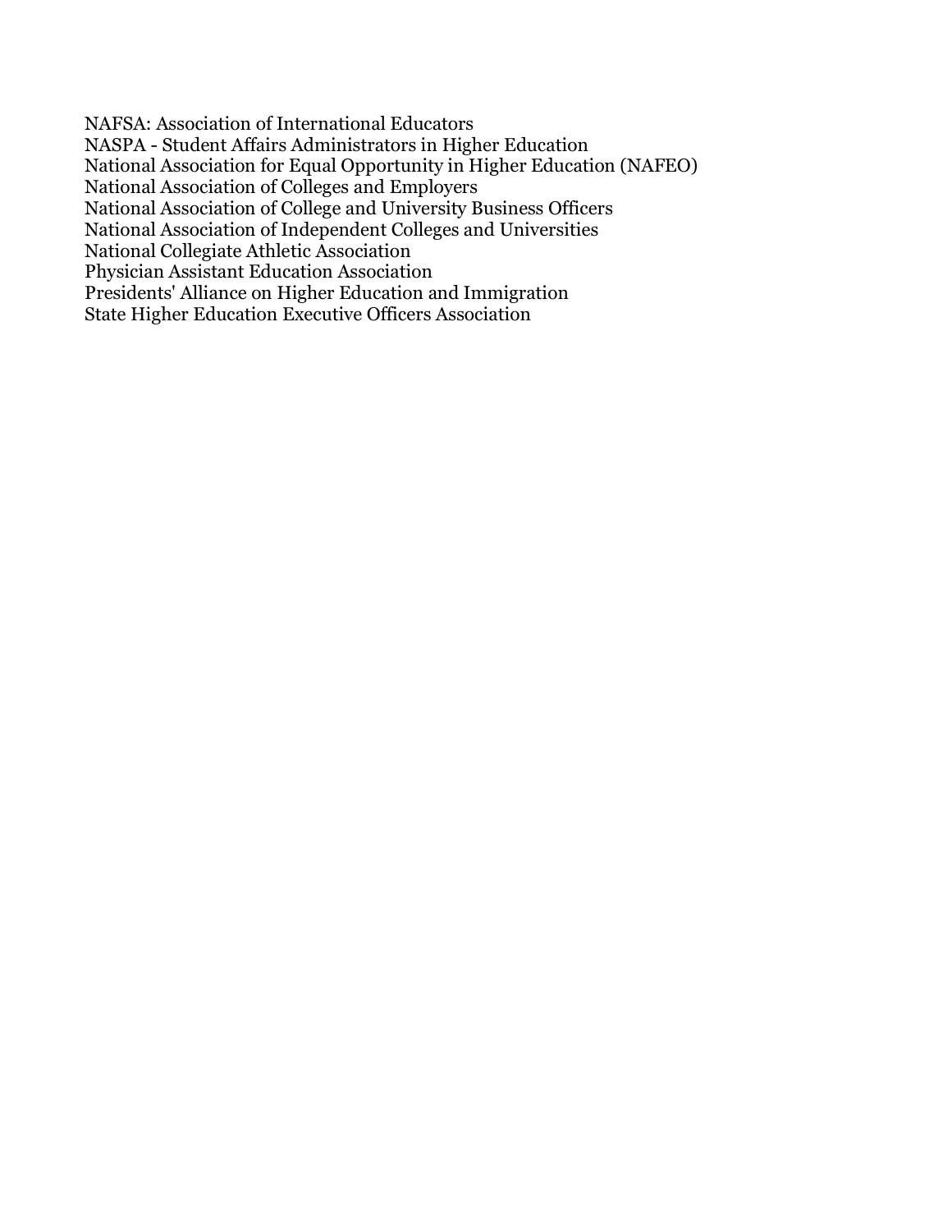NAFSA: Association of International Educators
NASPA - Student Affairs Administrators in Higher Education
National Association for Equal Opportunity in Higher Education (NAFEO)
National Association of Colleges and Employers
National Association of College and University Business Officers
National Association of Independent Colleges and Universities
National Collegiate Athletic Association
Physician Assistant Education Association
Presidents' Alliance on Higher Education and Immigration
State Higher Education Executive Officers Association